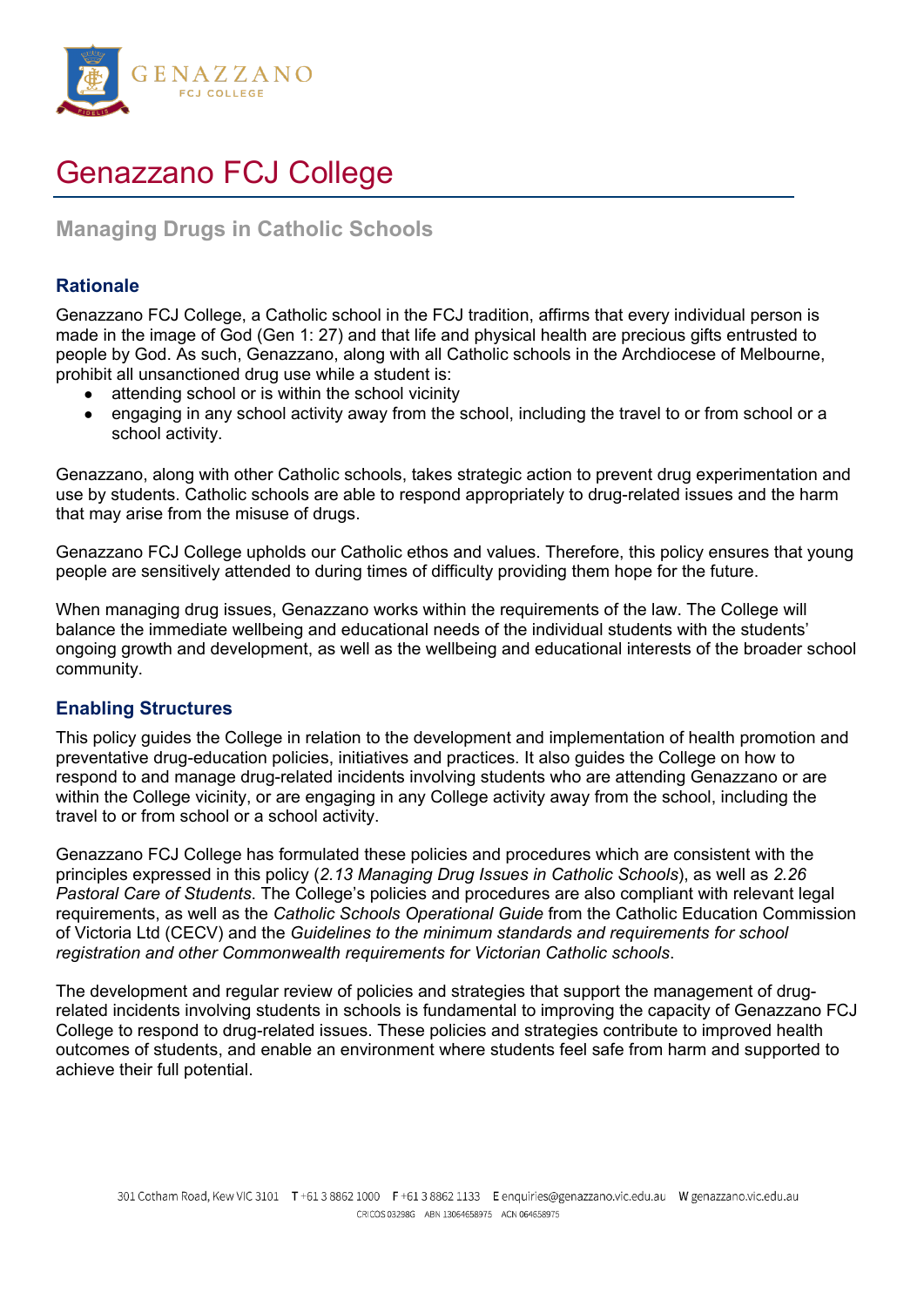# Genazzano FCJ College

## Managing Drugs in Catholic Schools

### Rationale

Genazzano FCJ College, a Catholic school in the FCJ tradition, affirms that every individual person is made in the image of God (Gen 1: 27) and that life and physical health are precious gifts entrusted to people by God. As such, Genazzano, along with all Catholic schools in the Archdiocese of Melbourne, prohibit all unsanctioned drug use while a student is:

- attending school or is within the school vicinity
- engaging in any school activity away from the school, including the travel to or from school or a school activity.

Genazzano, along with other Catholic schools, takes strategic action to prevent drug experimentation and use by students. Catholic schools are able to respond appropriately to drug-related issues and the harm that may arise from the misuse of drugs.

Genazzano FCJ College upholds our Catholic ethos and values. Therefore, this policy ensures that young people are sensitively attended to during times of difficulty providing them hope for the future.

When managing drug issues, Genazzano works within the requirements of the law. The College will balance the immediate wellbeing and educational needs of the individual students with the students' ongoing growth and development, as well as the wellbeing and educational interests of the broader school community.

### Enabling Structures

This policy guides the College in relation to the development and implementation of health promotion and preventative drug-education policies, initiatives and practices. It also guides the College on how to respond to and manage drug-related incidents involving students who are attending Genazzano or are within the College vicinity, or are engaging in any College activity away from the school, including the travel to or from school or a school activity.

Genazzano FCJ College has formulated these policies and procedures which are consistent with the principles expressed in this policy (*2.13 Managing Drug Issues in Catholic Schools*), as well as *2.26 Pastoral Care of Students*. The College's policies and procedures are also compliant with relevant legal requirements, as well as the *Catholic Schools Operational Guide* from the Catholic Education Commission of Victoria Ltd (CECV) and the *Guidelines to the minimum standards and requirements for school registration and other Commonwealth requirements for Victorian Catholic schools*.

The development and regular review of policies and strategies that support the management of drug-related incidents involving students in schools is fundamental to improving the capacity of Genazzano FCJ College to respond to drug-related issues. These policies and strategies contribute to improved health outcomes of students, and enable an environment where students feel safe from harm and supported to achieve their full potential.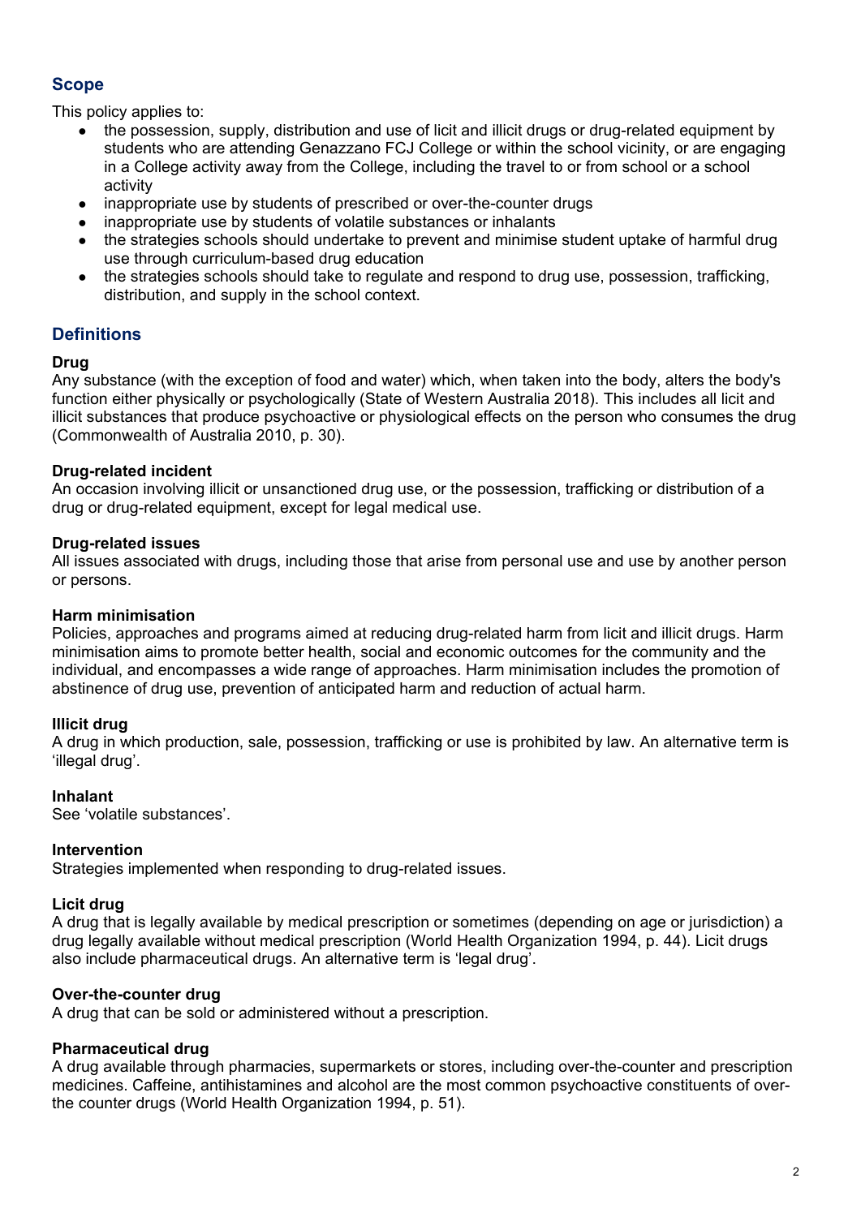## Scope

This policy applies to:

- the possession, supply, distribution and use of licit and illicit drugs or drug-related equipment by students who are attending Genazzano FCJ College or within the school vicinity, or are engaging in a College activity away from the College, including the travel to or from school or a school activity
- inappropriate use by students of prescribed or over-the-counter drugs
- inappropriate use by students of volatile substances or inhalants
- the strategies schools should undertake to prevent and minimise student uptake of harmful drug use through curriculum-based drug education
- the strategies schools should take to regulate and respond to drug use, possession, trafficking, distribution, and supply in the school context.

## Definitions

**Drug**
Any substance (with the exception of food and water) which, when taken into the body, alters the body's function either physically or psychologically (State of Western Australia 2018). This includes all licit and illicit substances that produce psychoactive or physiological effects on the person who consumes the drug (Commonwealth of Australia 2010, p. 30).

**Drug-related incident**
An occasion involving illicit or unsanctioned drug use, or the possession, trafficking or distribution of a drug or drug-related equipment, except for legal medical use.

**Drug-related issues**
All issues associated with drugs, including those that arise from personal use and use by another person or persons.

**Harm minimisation**
Policies, approaches and programs aimed at reducing drug-related harm from licit and illicit drugs. Harm minimisation aims to promote better health, social and economic outcomes for the community and the individual, and encompasses a wide range of approaches. Harm minimisation includes the promotion of abstinence of drug use, prevention of anticipated harm and reduction of actual harm.

**Illicit drug**
A drug in which production, sale, possession, trafficking or use is prohibited by law. An alternative term is 'illegal drug'.

**Inhalant**
See 'volatile substances'.

**Intervention**
Strategies implemented when responding to drug-related issues.

**Licit drug**
A drug that is legally available by medical prescription or sometimes (depending on age or jurisdiction) a drug legally available without medical prescription (World Health Organization 1994, p. 44). Licit drugs also include pharmaceutical drugs. An alternative term is 'legal drug'.

**Over-the-counter drug**
A drug that can be sold or administered without a prescription.

**Pharmaceutical drug**
A drug available through pharmacies, supermarkets or stores, including over-the-counter and prescription medicines. Caffeine, antihistamines and alcohol are the most common psychoactive constituents of over-the counter drugs (World Health Organization 1994, p. 51).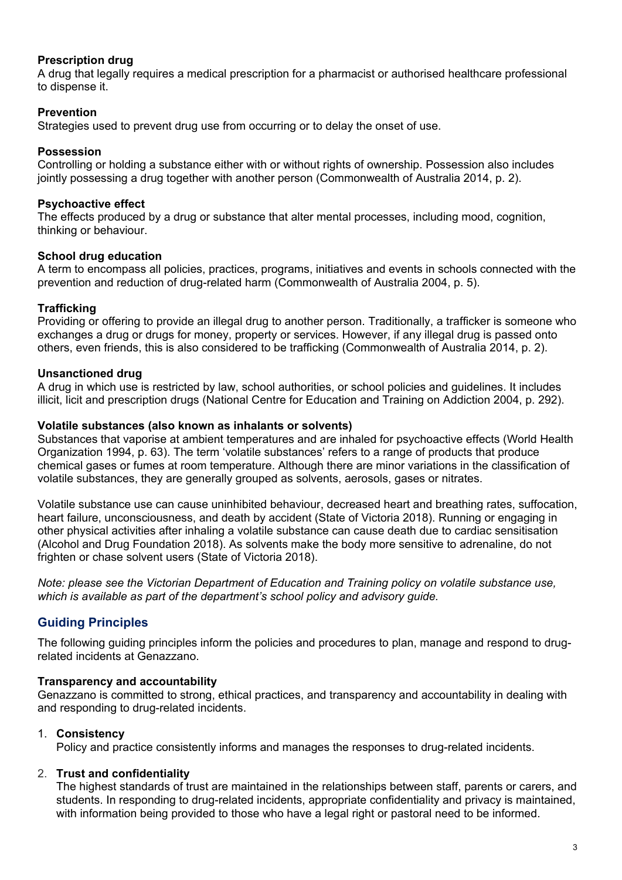**Prescription drug**
A drug that legally requires a medical prescription for a pharmacist or authorised healthcare professional to dispense it.

**Prevention**
Strategies used to prevent drug use from occurring or to delay the onset of use.

**Possession**
Controlling or holding a substance either with or without rights of ownership. Possession also includes jointly possessing a drug together with another person (Commonwealth of Australia 2014, p. 2).

**Psychoactive effect**
The effects produced by a drug or substance that alter mental processes, including mood, cognition, thinking or behaviour.

**School drug education**
A term to encompass all policies, practices, programs, initiatives and events in schools connected with the prevention and reduction of drug-related harm (Commonwealth of Australia 2004, p. 5).

**Trafficking**
Providing or offering to provide an illegal drug to another person. Traditionally, a trafficker is someone who exchanges a drug or drugs for money, property or services. However, if any illegal drug is passed onto others, even friends, this is also considered to be trafficking (Commonwealth of Australia 2014, p. 2).

**Unsanctioned drug**
A drug in which use is restricted by law, school authorities, or school policies and guidelines. It includes illicit, licit and prescription drugs (National Centre for Education and Training on Addiction 2004, p. 292).

**Volatile substances (also known as inhalants or solvents)**
Substances that vaporise at ambient temperatures and are inhaled for psychoactive effects (World Health Organization 1994, p. 63). The term 'volatile substances' refers to a range of products that produce chemical gases or fumes at room temperature. Although there are minor variations in the classification of volatile substances, they are generally grouped as solvents, aerosols, gases or nitrates.

Volatile substance use can cause uninhibited behaviour, decreased heart and breathing rates, suffocation, heart failure, unconsciousness, and death by accident (State of Victoria 2018). Running or engaging in other physical activities after inhaling a volatile substance can cause death due to cardiac sensitisation (Alcohol and Drug Foundation 2018). As solvents make the body more sensitive to adrenaline, do not frighten or chase solvent users (State of Victoria 2018).

*Note: please see the Victorian Department of Education and Training policy on volatile substance use, which is available as part of the department's school policy and advisory guide.*

## Guiding Principles

The following guiding principles inform the policies and procedures to plan, manage and respond to drug-related incidents at Genazzano.

**Transparency and accountability**
Genazzano is committed to strong, ethical practices, and transparency and accountability in dealing with and responding to drug-related incidents.

1. **Consistency**
   Policy and practice consistently informs and manages the responses to drug-related incidents.

2. **Trust and confidentiality**
   The highest standards of trust are maintained in the relationships between staff, parents or carers, and students. In responding to drug-related incidents, appropriate confidentiality and privacy is maintained, with information being provided to those who have a legal right or pastoral need to be informed.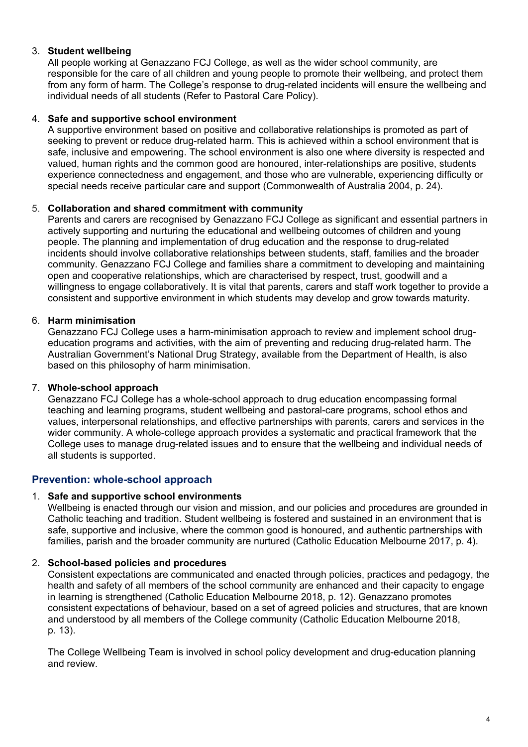3. **Student wellbeing**
   All people working at Genazzano FCJ College, as well as the wider school community, are responsible for the care of all children and young people to promote their wellbeing, and protect them from any form of harm. The College's response to drug-related incidents will ensure the wellbeing and individual needs of all students (Refer to Pastoral Care Policy).

4. **Safe and supportive school environment**
   A supportive environment based on positive and collaborative relationships is promoted as part of seeking to prevent or reduce drug-related harm. This is achieved within a school environment that is safe, inclusive and empowering. The school environment is also one where diversity is respected and valued, human rights and the common good are honoured, inter-relationships are positive, students experience connectedness and engagement, and those who are vulnerable, experiencing difficulty or special needs receive particular care and support (Commonwealth of Australia 2004, p. 24).

5. **Collaboration and shared commitment with community**
   Parents and carers are recognised by Genazzano FCJ College as significant and essential partners in actively supporting and nurturing the educational and wellbeing outcomes of children and young people. The planning and implementation of drug education and the response to drug-related incidents should involve collaborative relationships between students, staff, families and the broader community. Genazzano FCJ College and families share a commitment to developing and maintaining open and cooperative relationships, which are characterised by respect, trust, goodwill and a willingness to engage collaboratively. It is vital that parents, carers and staff work together to provide a consistent and supportive environment in which students may develop and grow towards maturity.

6. **Harm minimisation**
   Genazzano FCJ College uses a harm-minimisation approach to review and implement school drug-education programs and activities, with the aim of preventing and reducing drug-related harm. The Australian Government's National Drug Strategy, available from the Department of Health, is also based on this philosophy of harm minimisation.

7. **Whole-school approach**
   Genazzano FCJ College has a whole-school approach to drug education encompassing formal teaching and learning programs, student wellbeing and pastoral-care programs, school ethos and values, interpersonal relationships, and effective partnerships with parents, carers and services in the wider community. A whole-college approach provides a systematic and practical framework that the College uses to manage drug-related issues and to ensure that the wellbeing and individual needs of all students is supported.

## Prevention: whole-school approach

1. **Safe and supportive school environments**
   Wellbeing is enacted through our vision and mission, and our policies and procedures are grounded in Catholic teaching and tradition. Student wellbeing is fostered and sustained in an environment that is safe, supportive and inclusive, where the common good is honoured, and authentic partnerships with families, parish and the broader community are nurtured (Catholic Education Melbourne 2017, p. 4).

2. **School-based policies and procedures**
   Consistent expectations are communicated and enacted through policies, practices and pedagogy, the health and safety of all members of the school community are enhanced and their capacity to engage in learning is strengthened (Catholic Education Melbourne 2018, p. 12). Genazzano promotes consistent expectations of behaviour, based on a set of agreed policies and structures, that are known and understood by all members of the College community (Catholic Education Melbourne 2018, p. 13).

   The College Wellbeing Team is involved in school policy development and drug-education planning and review.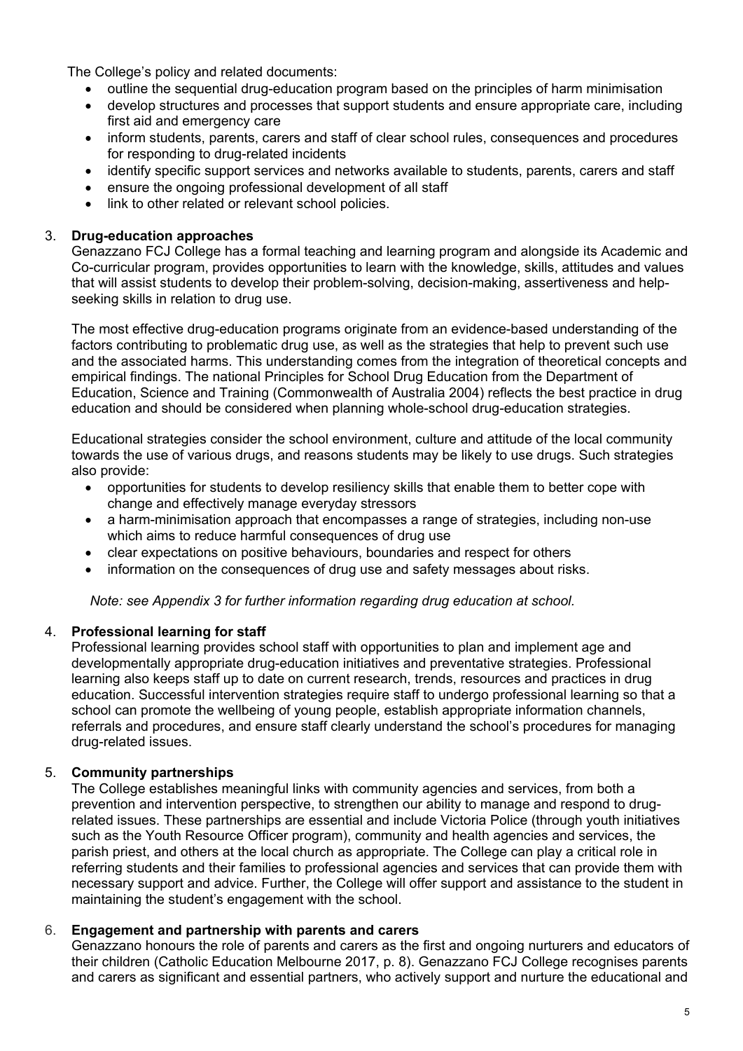The College's policy and related documents:

- outline the sequential drug-education program based on the principles of harm minimisation
- develop structures and processes that support students and ensure appropriate care, including first aid and emergency care
- inform students, parents, carers and staff of clear school rules, consequences and procedures for responding to drug-related incidents
- identify specific support services and networks available to students, parents, carers and staff
- ensure the ongoing professional development of all staff
- link to other related or relevant school policies.

3. **Drug-education approaches**

Genazzano FCJ College has a formal teaching and learning program and alongside its Academic and Co-curricular program, provides opportunities to learn with the knowledge, skills, attitudes and values that will assist students to develop their problem-solving, decision-making, assertiveness and help-seeking skills in relation to drug use.

The most effective drug-education programs originate from an evidence-based understanding of the factors contributing to problematic drug use, as well as the strategies that help to prevent such use and the associated harms. This understanding comes from the integration of theoretical concepts and empirical findings. The national Principles for School Drug Education from the Department of Education, Science and Training (Commonwealth of Australia 2004) reflects the best practice in drug education and should be considered when planning whole-school drug-education strategies.

Educational strategies consider the school environment, culture and attitude of the local community towards the use of various drugs, and reasons students may be likely to use drugs. Such strategies also provide:

- opportunities for students to develop resiliency skills that enable them to better cope with change and effectively manage everyday stressors
- a harm-minimisation approach that encompasses a range of strategies, including non-use which aims to reduce harmful consequences of drug use
- clear expectations on positive behaviours, boundaries and respect for others
- information on the consequences of drug use and safety messages about risks.

*Note: see Appendix 3 for further information regarding drug education at school.*

4. **Professional learning for staff**

Professional learning provides school staff with opportunities to plan and implement age and developmentally appropriate drug-education initiatives and preventative strategies. Professional learning also keeps staff up to date on current research, trends, resources and practices in drug education. Successful intervention strategies require staff to undergo professional learning so that a school can promote the wellbeing of young people, establish appropriate information channels, referrals and procedures, and ensure staff clearly understand the school's procedures for managing drug-related issues.

5. **Community partnerships**

The College establishes meaningful links with community agencies and services, from both a prevention and intervention perspective, to strengthen our ability to manage and respond to drug-related issues. These partnerships are essential and include Victoria Police (through youth initiatives such as the Youth Resource Officer program), community and health agencies and services, the parish priest, and others at the local church as appropriate. The College can play a critical role in referring students and their families to professional agencies and services that can provide them with necessary support and advice. Further, the College will offer support and assistance to the student in maintaining the student's engagement with the school.

6. **Engagement and partnership with parents and carers**

Genazzano honours the role of parents and carers as the first and ongoing nurturers and educators of their children (Catholic Education Melbourne 2017, p. 8). Genazzano FCJ College recognises parents and carers as significant and essential partners, who actively support and nurture the educational and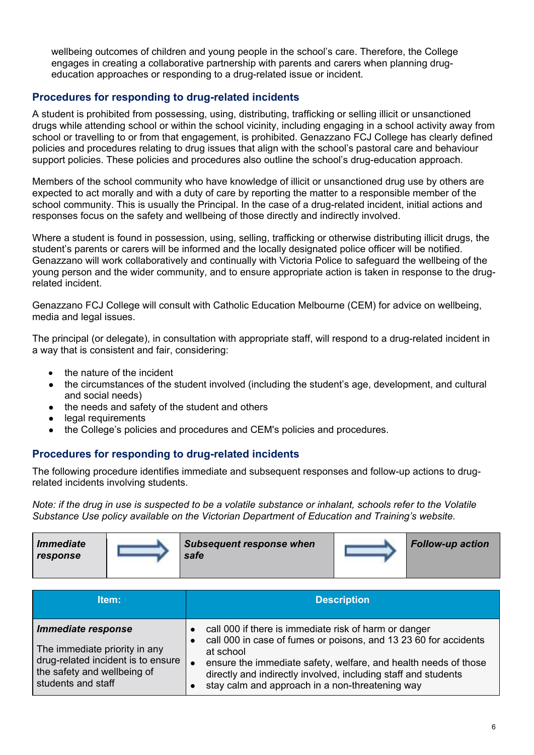wellbeing outcomes of children and young people in the school's care. Therefore, the College engages in creating a collaborative partnership with parents and carers when planning drug-education approaches or responding to a drug-related issue or incident.

## Procedures for responding to drug-related incidents

A student is prohibited from possessing, using, distributing, trafficking or selling illicit or unsanctioned drugs while attending school or within the school vicinity, including engaging in a school activity away from school or travelling to or from that engagement, is prohibited. Genazzano FCJ College has clearly defined policies and procedures relating to drug issues that align with the school's pastoral care and behaviour support policies. These policies and procedures also outline the school's drug-education approach.

Members of the school community who have knowledge of illicit or unsanctioned drug use by others are expected to act morally and with a duty of care by reporting the matter to a responsible member of the school community. This is usually the Principal. In the case of a drug-related incident, initial actions and responses focus on the safety and wellbeing of those directly and indirectly involved.

Where a student is found in possession, using, selling, trafficking or otherwise distributing illicit drugs, the student's parents or carers will be informed and the locally designated police officer will be notified. Genazzano will work collaboratively and continually with Victoria Police to safeguard the wellbeing of the young person and the wider community, and to ensure appropriate action is taken in response to the drug-related incident.

Genazzano FCJ College will consult with Catholic Education Melbourne (CEM) for advice on wellbeing, media and legal issues.

The principal (or delegate), in consultation with appropriate staff, will respond to a drug-related incident in a way that is consistent and fair, considering:

- the nature of the incident
- the circumstances of the student involved (including the student's age, development, and cultural and social needs)
- the needs and safety of the student and others
- legal requirements
- the College's policies and procedures and CEM's policies and procedures.

## Procedures for responding to drug-related incidents

The following procedure identifies immediate and subsequent responses and follow-up actions to drug-related incidents involving students.

*Note: if the drug in use is suspected to be a volatile substance or inhalant, schools refer to the Volatile Substance Use policy available on the Victorian Department of Education and Training's website.*

| ***Immediate response*** | ⟹ | ***Subsequent response when safe*** | ⟹ | ***Follow-up action*** |
|---|---|---|---|---|

| Item: | Description |
|---|---|
| ***Immediate response***<br><br>The immediate priority in any drug-related incident is to ensure the safety and wellbeing of students and staff | • call 000 if there is immediate risk of harm or danger<br>• call 000 in case of fumes or poisons, and 13 23 60 for accidents at school<br>• ensure the immediate safety, welfare, and health needs of those directly and indirectly involved, including staff and students<br>• stay calm and approach in a non-threatening way |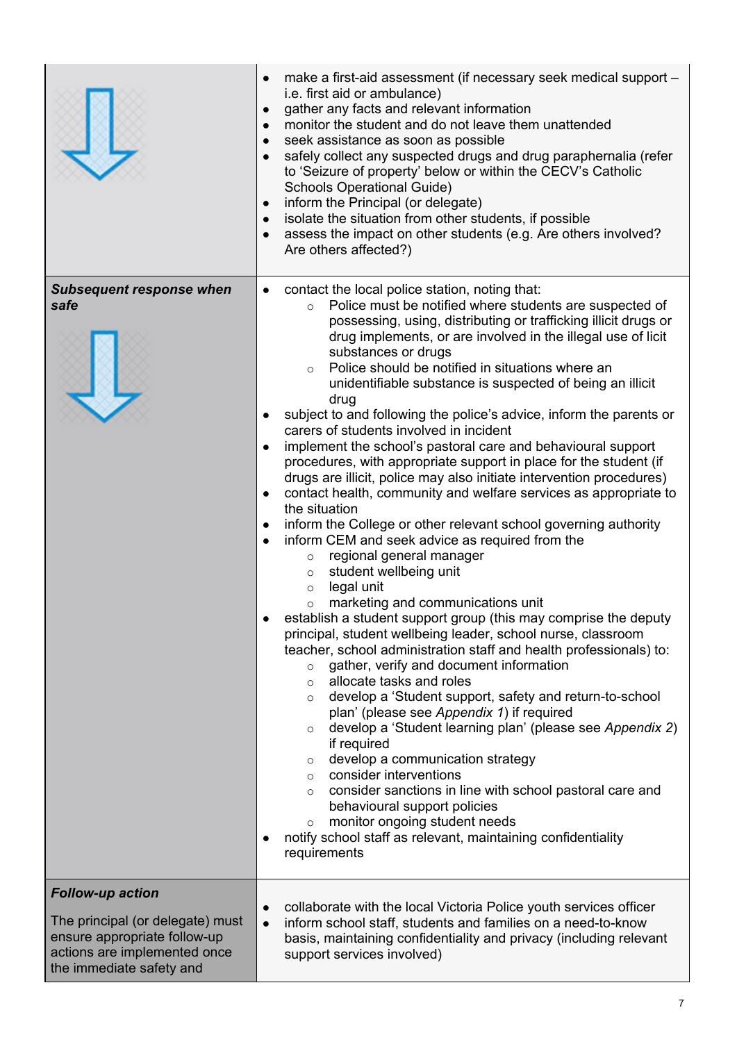| | |
|---|---|
| | <ul><li>make a first-aid assessment (if necessary seek medical support – i.e. first aid or ambulance)</li><li>gather any facts and relevant information</li><li>monitor the student and do not leave them unattended</li><li>seek assistance as soon as possible</li><li>safely collect any suspected drugs and drug paraphernalia (refer to 'Seizure of property' below or within the CECV's Catholic Schools Operational Guide)</li><li>inform the Principal (or delegate)</li><li>isolate the situation from other students, if possible</li><li>assess the impact on other students (e.g. Are others involved? Are others affected?)</li></ul> |
| ***Subsequent response when safe*** | <ul><li>contact the local police station, noting that:<ul><li>Police must be notified where students are suspected of possessing, using, distributing or trafficking illicit drugs or drug implements, or are involved in the illegal use of licit substances or drugs</li><li>Police should be notified in situations where an unidentifiable substance is suspected of being an illicit drug</li></ul></li><li>subject to and following the police's advice, inform the parents or carers of students involved in incident</li><li>implement the school's pastoral care and behavioural support procedures, with appropriate support in place for the student (if drugs are illicit, police may also initiate intervention procedures)</li><li>contact health, community and welfare services as appropriate to the situation</li><li>inform the College or other relevant school governing authority</li><li>inform CEM and seek advice as required from the<ul><li>regional general manager</li><li>student wellbeing unit</li><li>legal unit</li><li>marketing and communications unit</li></ul></li><li>establish a student support group (this may comprise the deputy principal, student wellbeing leader, school nurse, classroom teacher, school administration staff and health professionals) to:<ul><li>gather, verify and document information</li><li>allocate tasks and roles</li><li>develop a 'Student support, safety and return-to-school plan' (please see *Appendix 1*) if required</li><li>develop a 'Student learning plan' (please see *Appendix 2*) if required</li><li>develop a communication strategy</li><li>consider interventions</li><li>consider sanctions in line with school pastoral care and behavioural support policies</li><li>monitor ongoing student needs</li></ul></li><li>notify school staff as relevant, maintaining confidentiality requirements</li></ul> |
| ***Follow-up action***<br><br>The principal (or delegate) must ensure appropriate follow-up actions are implemented once the immediate safety and | <ul><li>collaborate with the local Victoria Police youth services officer</li><li>inform school staff, students and families on a need-to-know basis, maintaining confidentiality and privacy (including relevant support services involved)</li></ul> |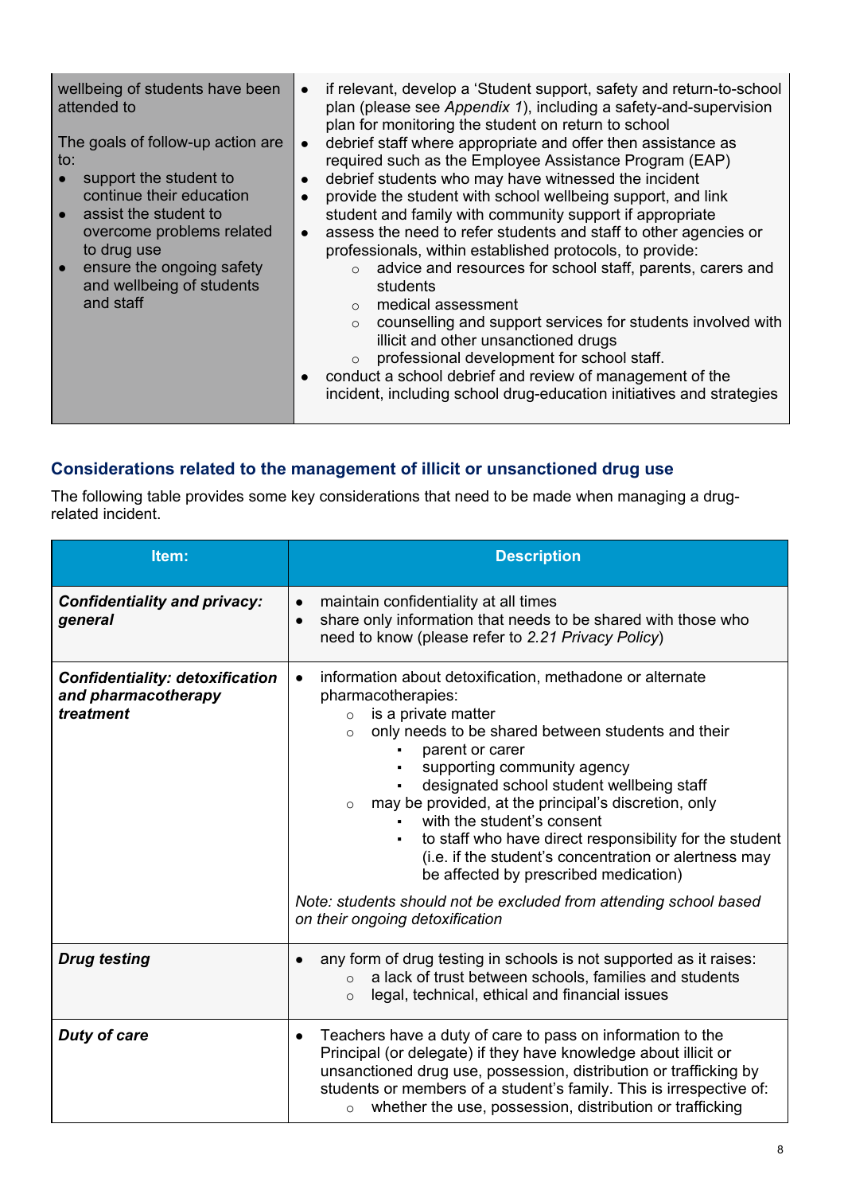| | |
|---|---|
| wellbeing of students have been attended to<br><br>The goals of follow-up action are to:<br>• support the student to continue their education<br>• assist the student to overcome problems related to drug use<br>• ensure the ongoing safety and wellbeing of students and staff | • if relevant, develop a 'Student support, safety and return-to-school plan (please see *Appendix 1*), including a safety-and-supervision plan for monitoring the student on return to school<br>• debrief staff where appropriate and offer then assistance as required such as the Employee Assistance Program (EAP)<br>• debrief students who may have witnessed the incident<br>• provide the student with school wellbeing support, and link student and family with community support if appropriate<br>• assess the need to refer students and staff to other agencies or professionals, within established protocols, to provide:<br>  ○ advice and resources for school staff, parents, carers and students<br>  ○ medical assessment<br>  ○ counselling and support services for students involved with illicit and other unsanctioned drugs<br>  ○ professional development for school staff.<br>• conduct a school debrief and review of management of the incident, including school drug-education initiatives and strategies |

## Considerations related to the management of illicit or unsanctioned drug use

The following table provides some key considerations that need to be made when managing a drug-related incident.

| Item: | Description |
|---|---|
| ***Confidentiality and privacy: general*** | • maintain confidentiality at all times<br>• share only information that needs to be shared with those who need to know (please refer to *2.21 Privacy Policy*) |
| ***Confidentiality: detoxification and pharmacotherapy treatment*** | • information about detoxification, methadone or alternate pharmacotherapies:<br>  ○ is a private matter<br>  ○ only needs to be shared between students and their<br>    ▪ parent or carer<br>    ▪ supporting community agency<br>    ▪ designated school student wellbeing staff<br>  ○ may be provided, at the principal's discretion, only<br>    ▪ with the student's consent<br>    ▪ to staff who have direct responsibility for the student (i.e. if the student's concentration or alertness may be affected by prescribed medication)<br><br>*Note: students should not be excluded from attending school based on their ongoing detoxification* |
| ***Drug testing*** | • any form of drug testing in schools is not supported as it raises:<br>  ○ a lack of trust between schools, families and students<br>  ○ legal, technical, ethical and financial issues |
| ***Duty of care*** | • Teachers have a duty of care to pass on information to the Principal (or delegate) if they have knowledge about illicit or unsanctioned drug use, possession, distribution or trafficking by students or members of a student's family. This is irrespective of:<br>  ○ whether the use, possession, distribution or trafficking |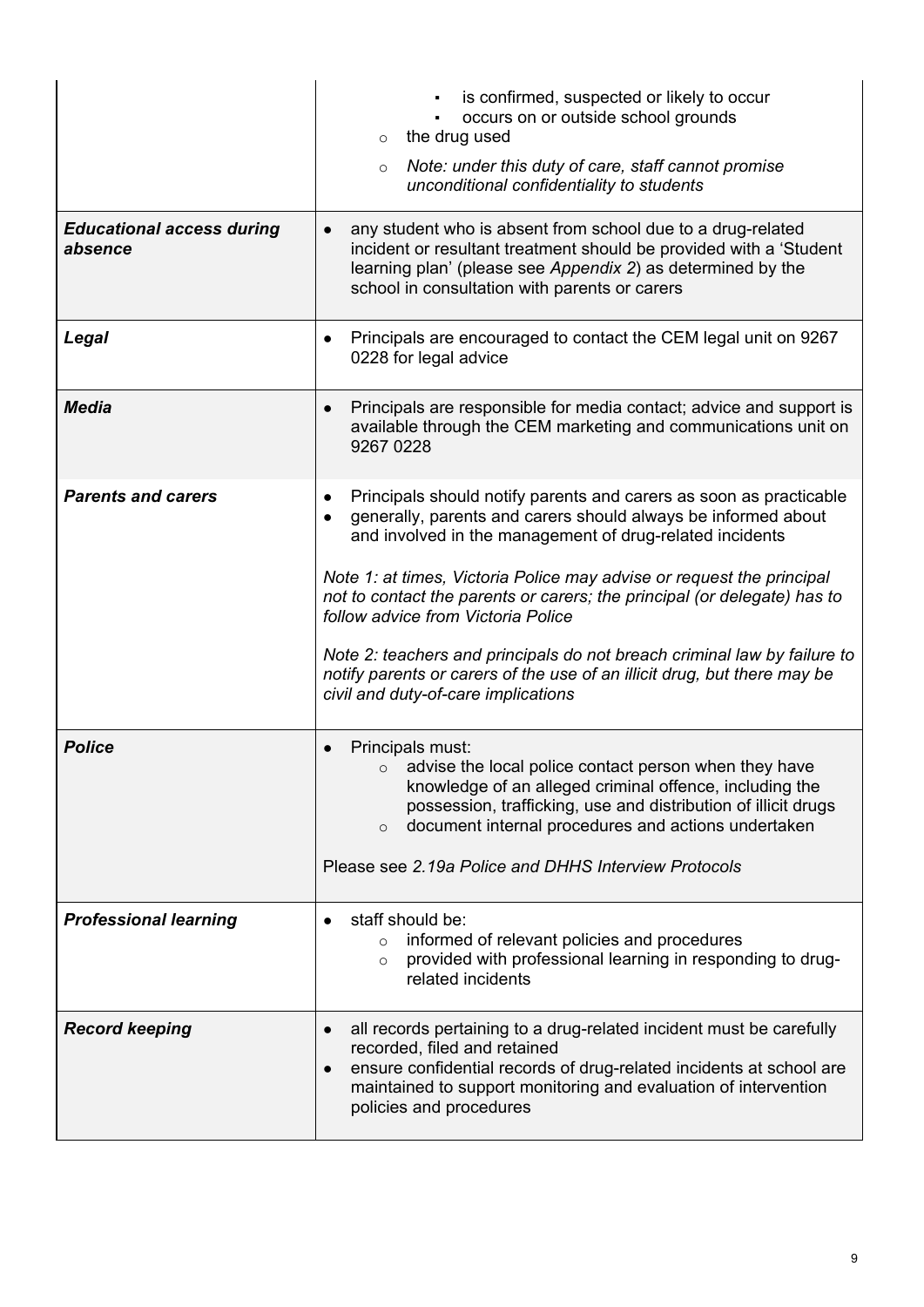| | |
|---|---|
| | ▪ is confirmed, suspected or likely to occur<br>▪ occurs on or outside school grounds<br>○ the drug used<br>○ *Note: under this duty of care, staff cannot promise unconditional confidentiality to students* |
| ***Educational access during absence*** | • any student who is absent from school due to a drug-related incident or resultant treatment should be provided with a 'Student learning plan' (please see *Appendix 2*) as determined by the school in consultation with parents or carers |
| ***Legal*** | • Principals are encouraged to contact the CEM legal unit on 9267 0228 for legal advice |
| ***Media*** | • Principals are responsible for media contact; advice and support is available through the CEM marketing and communications unit on 9267 0228 |
| ***Parents and carers*** | • Principals should notify parents and carers as soon as practicable<br>• generally, parents and carers should always be informed about and involved in the management of drug-related incidents<br><br>*Note 1: at times, Victoria Police may advise or request the principal not to contact the parents or carers; the principal (or delegate) has to follow advice from Victoria Police*<br><br>*Note 2: teachers and principals do not breach criminal law by failure to notify parents or carers of the use of an illicit drug, but there may be civil and duty-of-care implications* |
| ***Police*** | • Principals must:<br>○ advise the local police contact person when they have knowledge of an alleged criminal offence, including the possession, trafficking, use and distribution of illicit drugs<br>○ document internal procedures and actions undertaken<br><br>Please see *2.19a Police and DHHS Interview Protocols* |
| ***Professional learning*** | • staff should be:<br>○ informed of relevant policies and procedures<br>○ provided with professional learning in responding to drug-related incidents |
| ***Record keeping*** | • all records pertaining to a drug-related incident must be carefully recorded, filed and retained<br>• ensure confidential records of drug-related incidents at school are maintained to support monitoring and evaluation of intervention policies and procedures |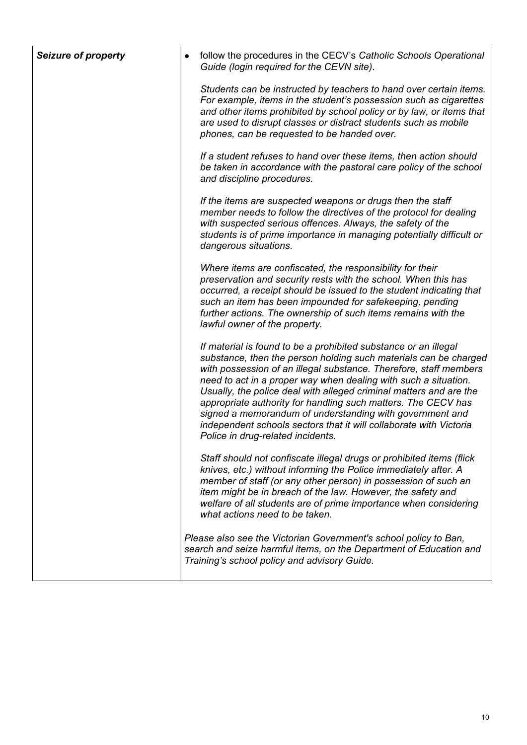| | |
|---|---|
| ***Seizure of property*** | • follow the procedures in the CECV's *Catholic Schools Operational Guide (login required for the CEVN site)*.<br><br>*Students can be instructed by teachers to hand over certain items. For example, items in the student's possession such as cigarettes and other items prohibited by school policy or by law, or items that are used to disrupt classes or distract students such as mobile phones, can be requested to be handed over.*<br><br>*If a student refuses to hand over these items, then action should be taken in accordance with the pastoral care policy of the school and discipline procedures.*<br><br>*If the items are suspected weapons or drugs then the staff member needs to follow the directives of the protocol for dealing with suspected serious offences. Always, the safety of the students is of prime importance in managing potentially difficult or dangerous situations.*<br><br>*Where items are confiscated, the responsibility for their preservation and security rests with the school. When this has occurred, a receipt should be issued to the student indicating that such an item has been impounded for safekeeping, pending further actions. The ownership of such items remains with the lawful owner of the property.*<br><br>*If material is found to be a prohibited substance or an illegal substance, then the person holding such materials can be charged with possession of an illegal substance. Therefore, staff members need to act in a proper way when dealing with such a situation. Usually, the police deal with alleged criminal matters and are the appropriate authority for handling such matters. The CECV has signed a memorandum of understanding with government and independent schools sectors that it will collaborate with Victoria Police in drug-related incidents.*<br><br>*Staff should not confiscate illegal drugs or prohibited items (flick knives, etc.) without informing the Police immediately after. A member of staff (or any other person) in possession of such an item might be in breach of the law. However, the safety and welfare of all students are of prime importance when considering what actions need to be taken.*<br><br>*Please also see the Victorian Government's school policy to Ban, search and seize harmful items, on the Department of Education and Training's school policy and advisory Guide.* |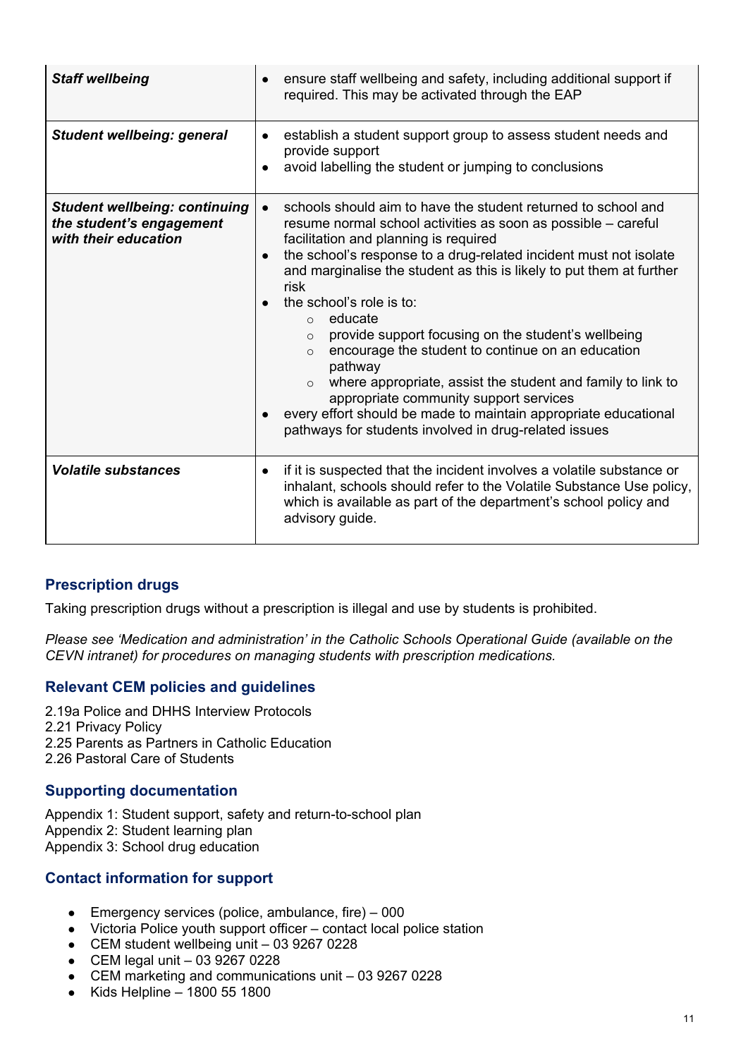| | |
|---|---|
| ***Staff wellbeing*** | • ensure staff wellbeing and safety, including additional support if required. This may be activated through the EAP |
| ***Student wellbeing: general*** | • establish a student support group to assess student needs and provide support<br>• avoid labelling the student or jumping to conclusions |
| ***Student wellbeing: continuing the student's engagement with their education*** | • schools should aim to have the student returned to school and resume normal school activities as soon as possible – careful facilitation and planning is required<br>• the school's response to a drug-related incident must not isolate and marginalise the student as this is likely to put them at further risk<br>• the school's role is to:<br>  ○ educate<br>  ○ provide support focusing on the student's wellbeing<br>  ○ encourage the student to continue on an education pathway<br>  ○ where appropriate, assist the student and family to link to appropriate community support services<br>• every effort should be made to maintain appropriate educational pathways for students involved in drug-related issues |
| ***Volatile substances*** | • if it is suspected that the incident involves a volatile substance or inhalant, schools should refer to the Volatile Substance Use policy, which is available as part of the department's school policy and advisory guide. |

## Prescription drugs

Taking prescription drugs without a prescription is illegal and use by students is prohibited.

*Please see 'Medication and administration' in the Catholic Schools Operational Guide (available on the CEVN intranet) for procedures on managing students with prescription medications.*

## Relevant CEM policies and guidelines

2.19a Police and DHHS Interview Protocols
2.21 Privacy Policy
2.25 Parents as Partners in Catholic Education
2.26 Pastoral Care of Students

## Supporting documentation

Appendix 1: Student support, safety and return-to-school plan
Appendix 2: Student learning plan
Appendix 3: School drug education

## Contact information for support

- Emergency services (police, ambulance, fire) – 000
- Victoria Police youth support officer – contact local police station
- CEM student wellbeing unit – 03 9267 0228
- CEM legal unit – 03 9267 0228
- CEM marketing and communications unit – 03 9267 0228
- Kids Helpline – 1800 55 1800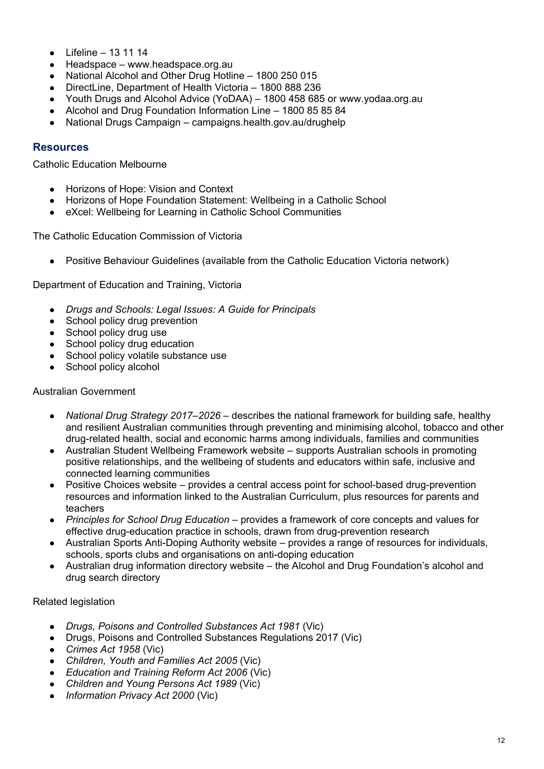- Lifeline – 13 11 14
- Headspace – www.headspace.org.au
- National Alcohol and Other Drug Hotline – 1800 250 015
- DirectLine, Department of Health Victoria – 1800 888 236
- Youth Drugs and Alcohol Advice (YoDAA) – 1800 458 685 or www.yodaa.org.au
- Alcohol and Drug Foundation Information Line – 1800 85 85 84
- National Drugs Campaign – campaigns.health.gov.au/drughelp

## Resources

Catholic Education Melbourne

- Horizons of Hope: Vision and Context
- Horizons of Hope Foundation Statement: Wellbeing in a Catholic School
- eXcel: Wellbeing for Learning in Catholic School Communities

The Catholic Education Commission of Victoria

- Positive Behaviour Guidelines (available from the Catholic Education Victoria network)

Department of Education and Training, Victoria

- *Drugs and Schools: Legal Issues: A Guide for Principals*
- School policy drug prevention
- School policy drug use
- School policy drug education
- School policy volatile substance use
- School policy alcohol

Australian Government

- *National Drug Strategy 2017–2026* – describes the national framework for building safe, healthy and resilient Australian communities through preventing and minimising alcohol, tobacco and other drug-related health, social and economic harms among individuals, families and communities
- Australian Student Wellbeing Framework website – supports Australian schools in promoting positive relationships, and the wellbeing of students and educators within safe, inclusive and connected learning communities
- Positive Choices website – provides a central access point for school-based drug-prevention resources and information linked to the Australian Curriculum, plus resources for parents and teachers
- *Principles for School Drug Education* – provides a framework of core concepts and values for effective drug-education practice in schools, drawn from drug-prevention research
- Australian Sports Anti-Doping Authority website – provides a range of resources for individuals, schools, sports clubs and organisations on anti-doping education
- Australian drug information directory website – the Alcohol and Drug Foundation's alcohol and drug search directory

Related legislation

- *Drugs, Poisons and Controlled Substances Act 1981* (Vic)
- Drugs, Poisons and Controlled Substances Regulations 2017 (Vic)
- *Crimes Act 1958* (Vic)
- *Children, Youth and Families Act 2005* (Vic)
- *Education and Training Reform Act 2006* (Vic)
- *Children and Young Persons Act 1989* (Vic)
- *Information Privacy Act 2000* (Vic)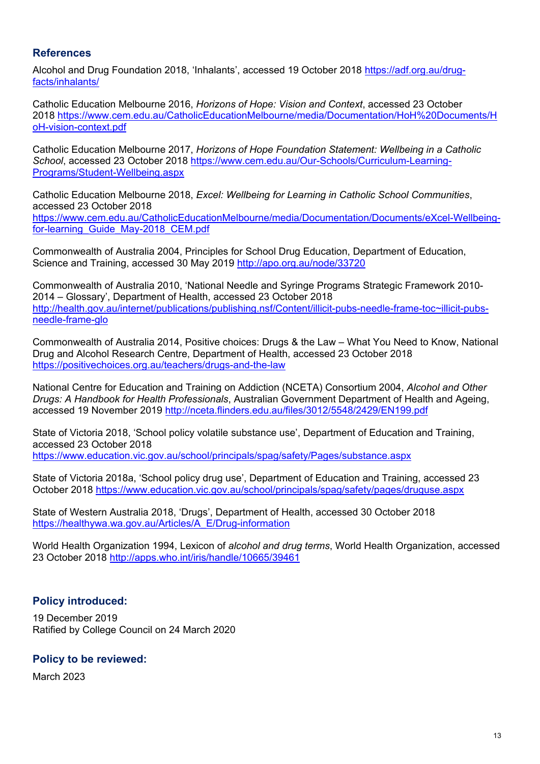## References

Alcohol and Drug Foundation 2018, 'Inhalants', accessed 19 October 2018 https://adf.org.au/drug-facts/inhalants/

Catholic Education Melbourne 2016, *Horizons of Hope: Vision and Context*, accessed 23 October 2018 https://www.cem.edu.au/CatholicEducationMelbourne/media/Documentation/HoH%20Documents/HoH-vision-context.pdf

Catholic Education Melbourne 2017, *Horizons of Hope Foundation Statement: Wellbeing in a Catholic School*, accessed 23 October 2018 https://www.cem.edu.au/Our-Schools/Curriculum-Learning-Programs/Student-Wellbeing.aspx

Catholic Education Melbourne 2018, *Excel: Wellbeing for Learning in Catholic School Communities*, accessed 23 October 2018 https://www.cem.edu.au/CatholicEducationMelbourne/media/Documentation/Documents/eXcel-Wellbeing-for-learning_Guide_May-2018_CEM.pdf

Commonwealth of Australia 2004, Principles for School Drug Education, Department of Education, Science and Training, accessed 30 May 2019 http://apo.org.au/node/33720

Commonwealth of Australia 2010, 'National Needle and Syringe Programs Strategic Framework 2010-2014 – Glossary', Department of Health, accessed 23 October 2018 http://health.gov.au/internet/publications/publishing.nsf/Content/illicit-pubs-needle-frame-toc~illicit-pubs-needle-frame-glo

Commonwealth of Australia 2014, Positive choices: Drugs & the Law – What You Need to Know, National Drug and Alcohol Research Centre, Department of Health, accessed 23 October 2018 https://positivechoices.org.au/teachers/drugs-and-the-law

National Centre for Education and Training on Addiction (NCETA) Consortium 2004, *Alcohol and Other Drugs: A Handbook for Health Professionals*, Australian Government Department of Health and Ageing, accessed 19 November 2019 http://nceta.flinders.edu.au/files/3012/5548/2429/EN199.pdf

State of Victoria 2018, 'School policy volatile substance use', Department of Education and Training, accessed 23 October 2018 https://www.education.vic.gov.au/school/principals/spag/safety/Pages/substance.aspx

State of Victoria 2018a, 'School policy drug use', Department of Education and Training, accessed 23 October 2018 https://www.education.vic.gov.au/school/principals/spag/safety/pages/druguse.aspx

State of Western Australia 2018, 'Drugs', Department of Health, accessed 30 October 2018 https://healthywa.wa.gov.au/Articles/A_E/Drug-information

World Health Organization 1994, Lexicon of *alcohol and drug terms*, World Health Organization, accessed 23 October 2018 http://apps.who.int/iris/handle/10665/39461

## Policy introduced:

19 December 2019
Ratified by College Council on 24 March 2020

## Policy to be reviewed:

March 2023